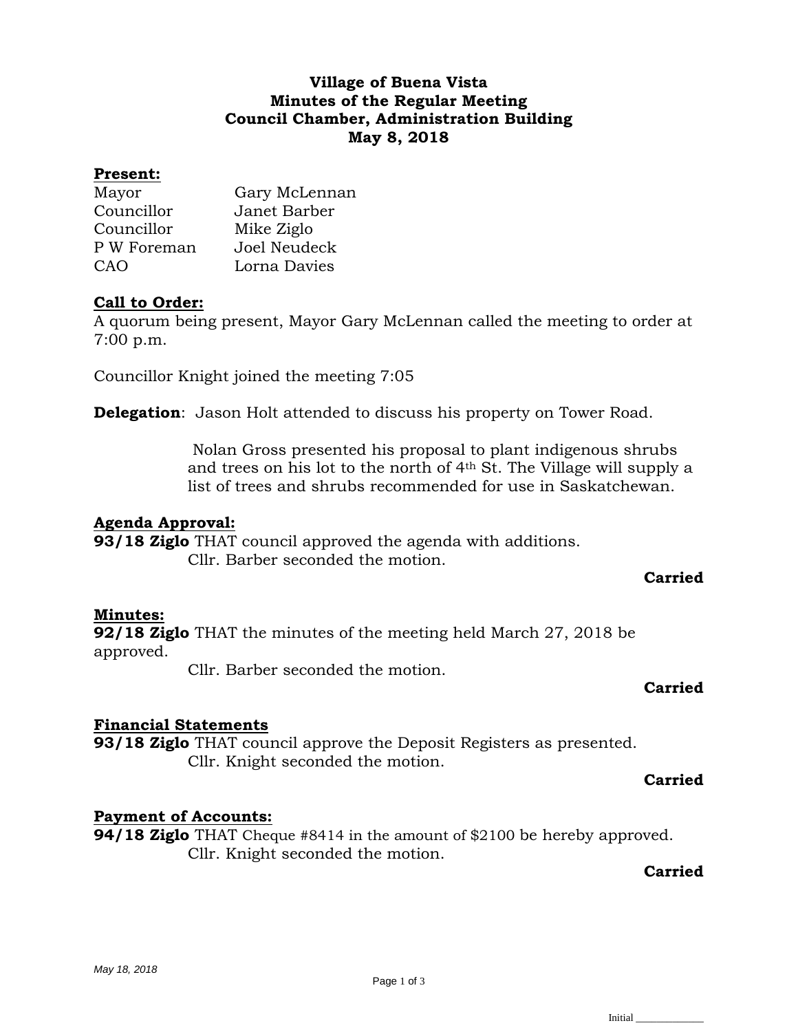**Village of Buena Vista**
**Minutes of the Regular Meeting**
**Council Chamber, Administration Building**
**May 8, 2018**

**Present:**

Mayor Gary McLennan
Councillor Janet Barber
Councillor Mike Ziglo
P W Foreman Joel Neudeck
CAO Lorna Davies

**Call to Order:**

A quorum being present, Mayor Gary McLennan called the meeting to order at 7:00 p.m.

Councillor Knight joined the meeting 7:05

**Delegation**: Jason Holt attended to discuss his property on Tower Road.

Nolan Gross presented his proposal to plant indigenous shrubs and trees on his lot to the north of 4th St. The Village will supply a list of trees and shrubs recommended for use in Saskatchewan.

**Agenda Approval:**

**93/18 Ziglo** THAT council approved the agenda with additions.
Cllr. Barber seconded the motion.

**Carried**

**Minutes:**

**92/18 Ziglo** THAT the minutes of the meeting held March 27, 2018 be approved.
Cllr. Barber seconded the motion.

**Carried**

**Financial Statements**

**93/18 Ziglo** THAT council approve the Deposit Registers as presented.
Cllr. Knight seconded the motion.

**Carried**

**Payment of Accounts:**

**94/18 Ziglo** THAT Cheque #8414 in the amount of $2100 be hereby approved.
Cllr. Knight seconded the motion.

**Carried**

*May 18, 2018*

Initial ____________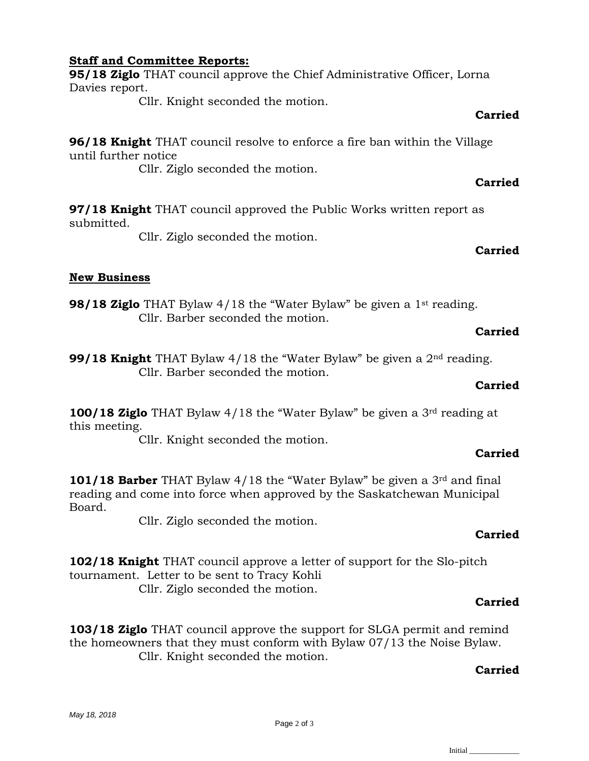**Staff and Committee Reports:**

**95/18 Ziglo** THAT council approve the Chief Administrative Officer, Lorna Davies report.

Cllr. Knight seconded the motion.

**Carried**

**96/18 Knight** THAT council resolve to enforce a fire ban within the Village until further notice

Cllr. Ziglo seconded the motion.

**Carried**

**97/18 Knight** THAT council approved the Public Works written report as submitted.

Cllr. Ziglo seconded the motion.

**Carried**

**New Business**

**98/18 Ziglo** THAT Bylaw 4/18 the “Water Bylaw” be given a 1st reading.

Cllr. Barber seconded the motion.

**Carried**

**99/18 Knight** THAT Bylaw 4/18 the “Water Bylaw” be given a 2nd reading.

Cllr. Barber seconded the motion.

**Carried**

**100/18 Ziglo** THAT Bylaw 4/18 the “Water Bylaw” be given a 3rd reading at this meeting.

Cllr. Knight seconded the motion.

**Carried**

**101/18 Barber** THAT Bylaw 4/18 the “Water Bylaw” be given a 3rd and final reading and come into force when approved by the Saskatchewan Municipal Board.

Cllr. Ziglo seconded the motion.

**Carried**

**102/18 Knight** THAT council approve a letter of support for the Slo-pitch tournament. Letter to be sent to Tracy Kohli

Cllr. Ziglo seconded the motion.

**Carried**

**103/18 Ziglo** THAT council approve the support for SLGA permit and remind the homeowners that they must conform with Bylaw 07/13 the Noise Bylaw.

Cllr. Knight seconded the motion.

**Carried**

*May 18, 2018*

Initial ____________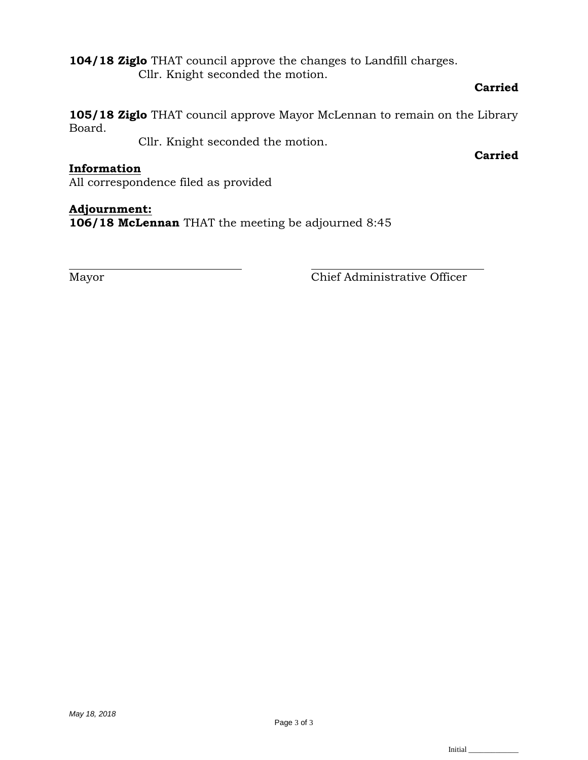**104/18 Ziglo** THAT council approve the changes to Landfill charges.
Cllr. Knight seconded the motion.

**Carried**

**105/18 Ziglo** THAT council approve Mayor McLennan to remain on the Library Board.
Cllr. Knight seconded the motion.

**Carried**

**Information**

All correspondence filed as provided

**Adjournment:**

**106/18 McLennan** THAT the meeting be adjourned 8:45

\_\_\_\_\_\_\_\_\_\_\_\_\_\_\_\_\_\_\_\_\_\_\_\_\_\_\_\_\_\_ \_\_\_\_\_\_\_\_\_\_\_\_\_\_\_\_\_\_\_\_\_\_\_\_\_\_\_\_\_\_

Mayor Chief Administrative Officer

*May 18, 2018*

Initial \_\_\_\_\_\_\_\_\_\_\_\_